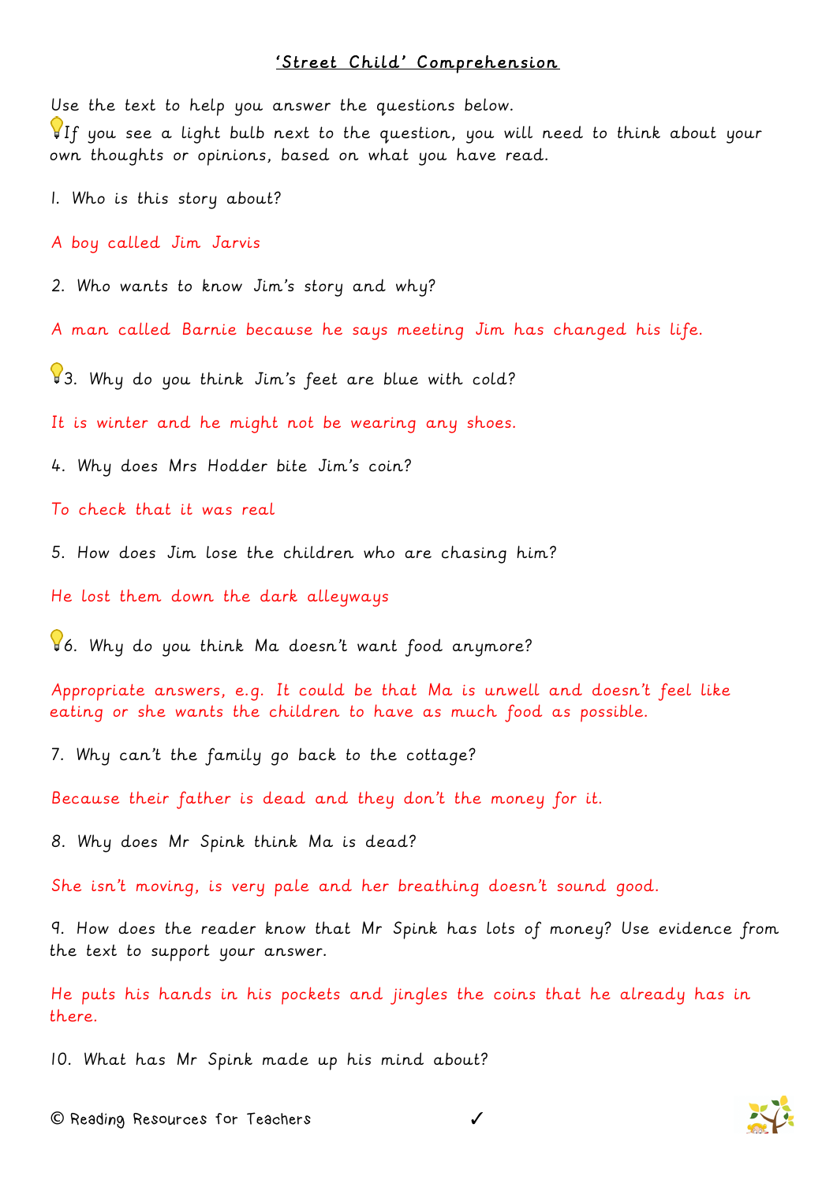# 'Street Child' Comprehension

Use the text to help you answer the questions below.

💡If you see a light bulb next to the question, you will need to think about your own thoughts or opinions, based on what you have read.

1. Who is this story about?

A boy called Jim Jarvis

2. Who wants to know Jim's story and why?

A man called Barnie because he says meeting Jim has changed his life.

💡3. Why do you think Jim's feet are blue with cold?

It is winter and he might not be wearing any shoes.

4. Why does Mrs Hodder bite Jim's coin?

To check that it was real

5. How does Jim lose the children who are chasing him?

He lost them down the dark alleyways

💡6. Why do you think Ma doesn't want food anymore?

Appropriate answers, e.g. It could be that Ma is unwell and doesn't feel like eating or she wants the children to have as much food as possible.

7. Why can't the family go back to the cottage?

Because their father is dead and they don't the money for it.

8. Why does Mr Spink think Ma is dead?

She isn't moving, is very pale and her breathing doesn't sound good.

9. How does the reader know that Mr Spink has lots of money? Use evidence from the text to support your answer.

He puts his hands in his pockets and jingles the coins that he already has in there.

10. What has Mr Spink made up his mind about?

© Reading Resources for Teachers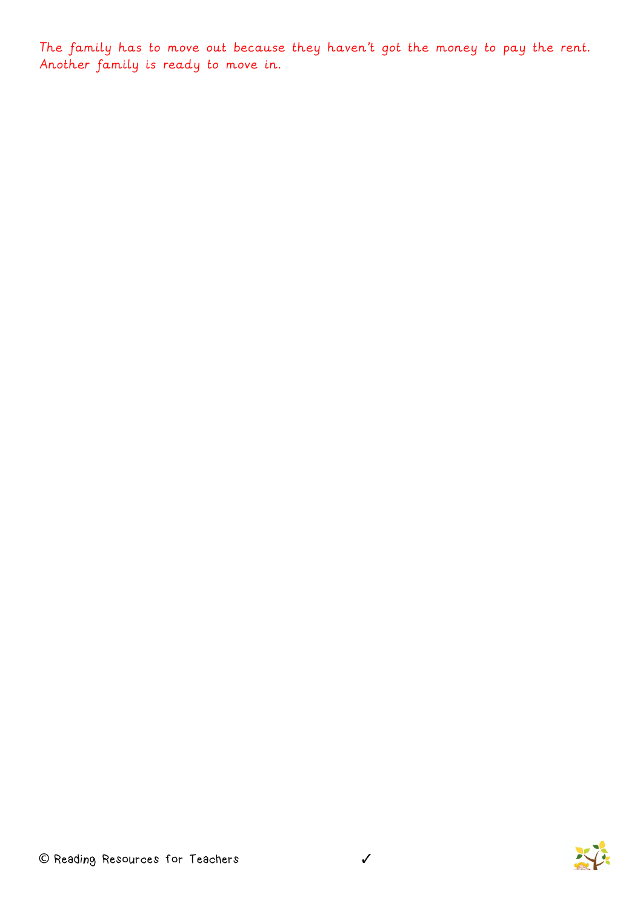The family has to move out because they haven't got the money to pay the rent. Another family is ready to move in.